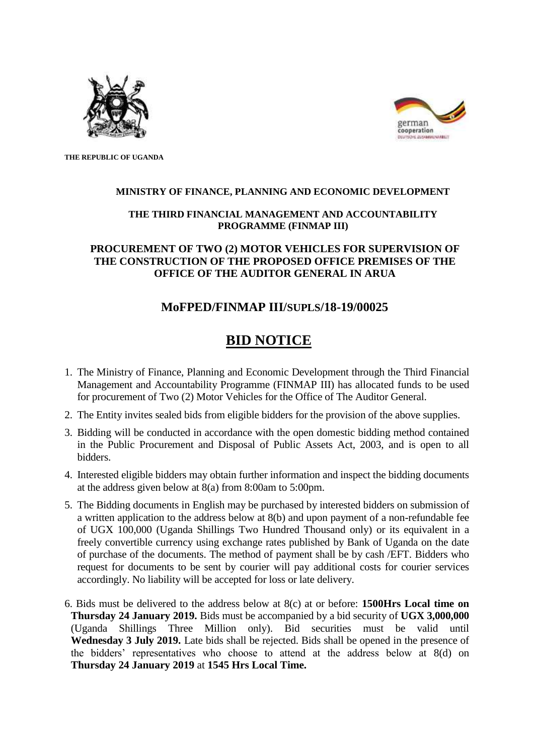**THE REPUBLIC OF UGANDA**

**MINISTRY OF FINANCE, PLANNING AND ECONOMIC DEVELOPMENT**

**THE THIRD FINANCIAL MANAGEMENT AND ACCOUNTABILITY PROGRAMME (FINMAP III)**

**PROCUREMENT OF TWO (2) MOTOR VEHICLES FOR SUPERVISION OF THE CONSTRUCTION OF THE PROPOSED OFFICE PREMISES OF THE OFFICE OF THE AUDITOR GENERAL IN ARUA**

## MoFPED/FINMAP III/SUPLS/18-19/00025

# BID NOTICE

1. The Ministry of Finance, Planning and Economic Development through the Third Financial Management and Accountability Programme (FINMAP III) has allocated funds to be used for procurement of Two (2) Motor Vehicles for the Office of The Auditor General.
2. The Entity invites sealed bids from eligible bidders for the provision of the above supplies.
3. Bidding will be conducted in accordance with the open domestic bidding method contained in the Public Procurement and Disposal of Public Assets Act, 2003, and is open to all bidders.
4. Interested eligible bidders may obtain further information and inspect the bidding documents at the address given below at 8(a) from 8:00am to 5:00pm.
5. The Bidding documents in English may be purchased by interested bidders on submission of a written application to the address below at 8(b) and upon payment of a non-refundable fee of UGX 100,000 (Uganda Shillings Two Hundred Thousand only) or its equivalent in a freely convertible currency using exchange rates published by Bank of Uganda on the date of purchase of the documents. The method of payment shall be by cash /EFT. Bidders who request for documents to be sent by courier will pay additional costs for courier services accordingly. No liability will be accepted for loss or late delivery.
6. Bids must be delivered to the address below at 8(c) at or before: **1500Hrs Local time on Thursday 24 January 2019.** Bids must be accompanied by a bid security of **UGX 3,000,000** (Uganda Shillings Three Million only). Bid securities must be valid until **Wednesday 3 July 2019.** Late bids shall be rejected. Bids shall be opened in the presence of the bidders' representatives who choose to attend at the address below at 8(d) on **Thursday 24 January 2019** at **1545 Hrs Local Time.**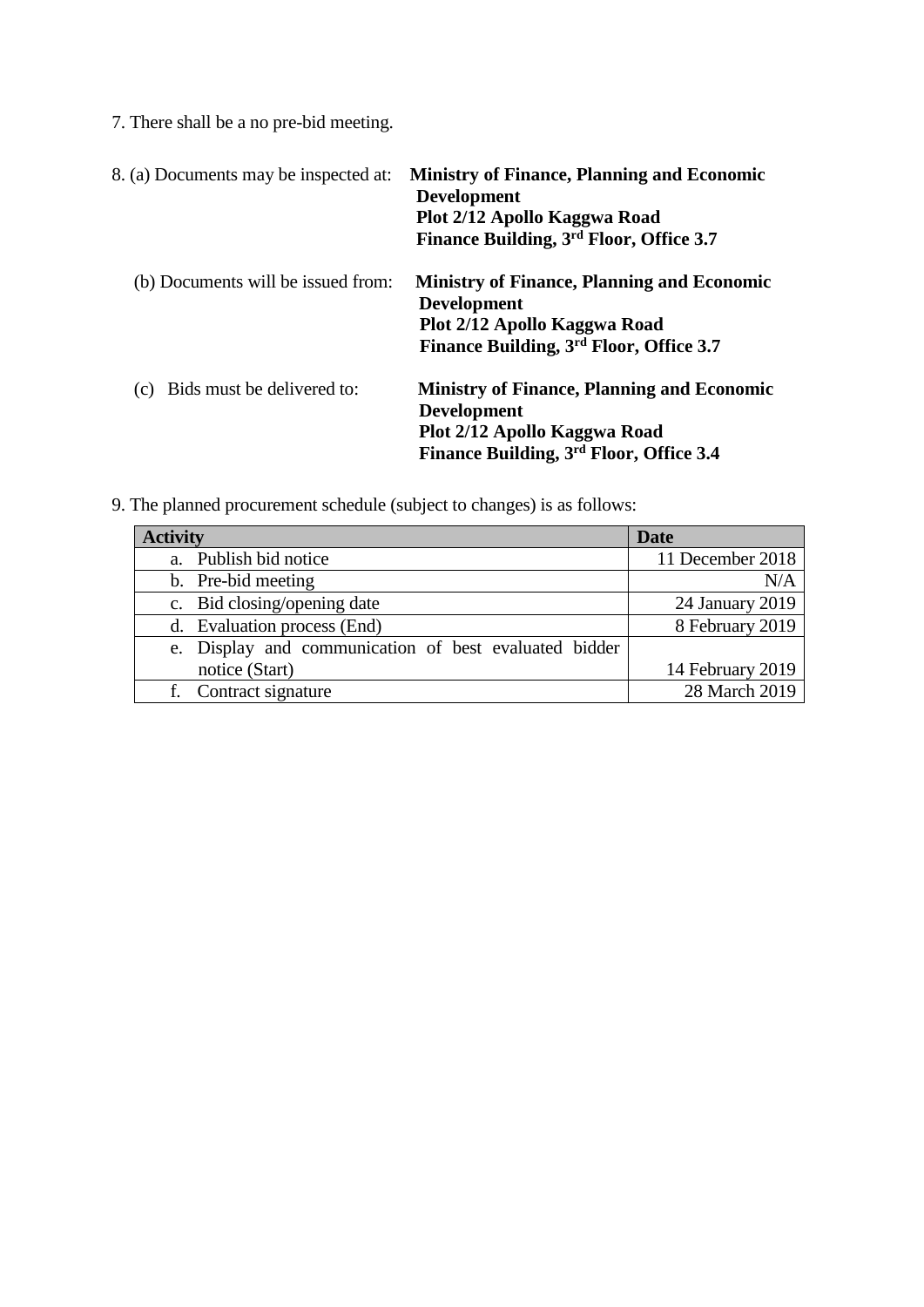7. There shall be a no pre-bid meeting.

8. (a) Documents may be inspected at: **Ministry of Finance, Planning and Economic Development**
**Plot 2/12 Apollo Kaggwa Road**
**Finance Building, 3rd Floor, Office 3.7**

(b) Documents will be issued from: **Ministry of Finance, Planning and Economic Development**
**Plot 2/12 Apollo Kaggwa Road**
**Finance Building, 3rd Floor, Office 3.7**

(c) Bids must be delivered to: **Ministry of Finance, Planning and Economic Development**
**Plot 2/12 Apollo Kaggwa Road**
**Finance Building, 3rd Floor, Office 3.4**

9. The planned procurement schedule (subject to changes) is as follows:

| Activity | Date |
|---|---|
| a. Publish bid notice | 11 December 2018 |
| b. Pre-bid meeting | N/A |
| c. Bid closing/opening date | 24 January 2019 |
| d. Evaluation process (End) | 8 February 2019 |
| e. Display and communication of best evaluated bidder notice (Start) | 14 February 2019 |
| f. Contract signature | 28 March 2019 |